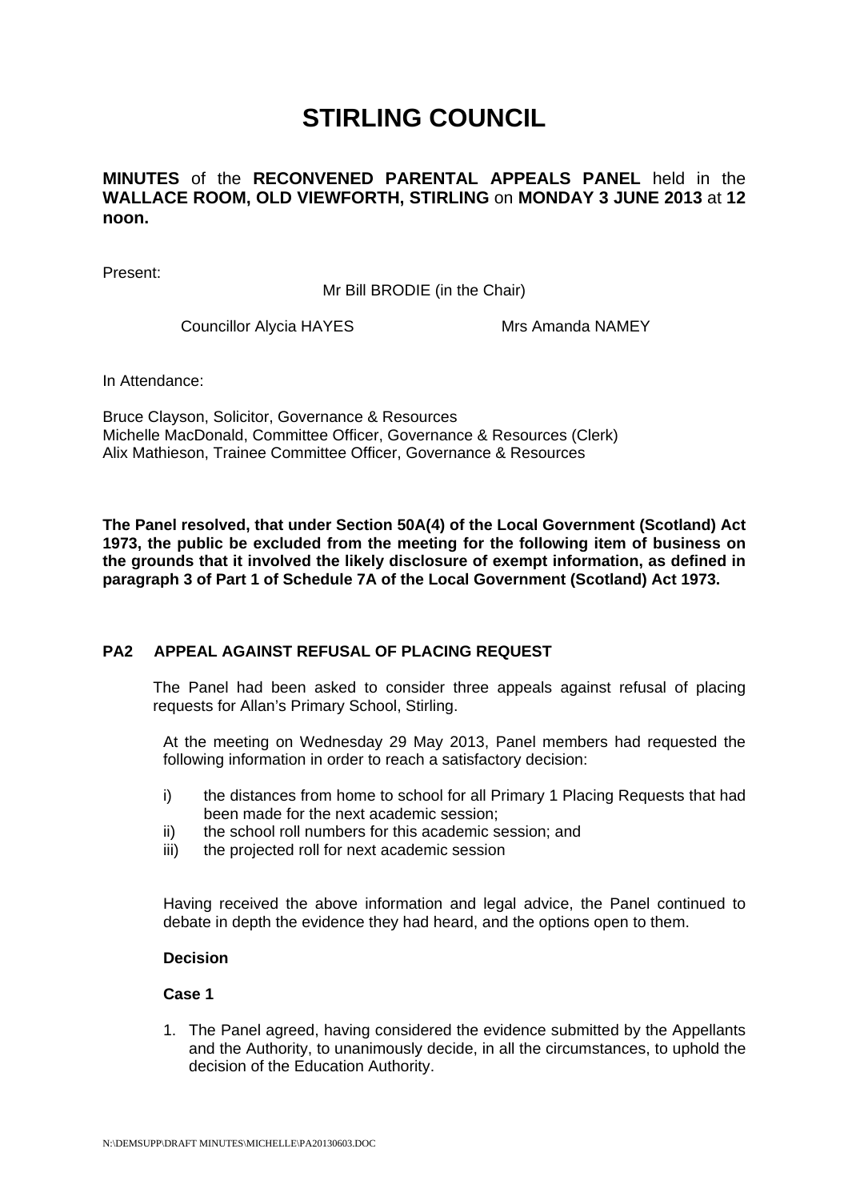# STIRLING COUNCIL

**MINUTES** of the **RECONVENED PARENTAL APPEALS PANEL** held in the **WALLACE ROOM, OLD VIEWFORTH, STIRLING** on **MONDAY 3 JUNE 2013** at **12 noon.**

Present:

Mr Bill BRODIE (in the Chair)

Councillor Alycia HAYES

Mrs Amanda NAMEY

In Attendance:

Bruce Clayson, Solicitor, Governance & Resources
Michelle MacDonald, Committee Officer, Governance & Resources (Clerk)
Alix Mathieson, Trainee Committee Officer, Governance & Resources

**The Panel resolved, that under Section 50A(4) of the Local Government (Scotland) Act 1973, the public be excluded from the meeting for the following item of business on the grounds that it involved the likely disclosure of exempt information, as defined in paragraph 3 of Part 1 of Schedule 7A of the Local Government (Scotland) Act 1973.**

## PA2 APPEAL AGAINST REFUSAL OF PLACING REQUEST

The Panel had been asked to consider three appeals against refusal of placing requests for Allan's Primary School, Stirling.

At the meeting on Wednesday 29 May 2013, Panel members had requested the following information in order to reach a satisfactory decision:

i) the distances from home to school for all Primary 1 Placing Requests that had been made for the next academic session;
ii) the school roll numbers for this academic session; and
iii) the projected roll for next academic session

Having received the above information and legal advice, the Panel continued to debate in depth the evidence they had heard, and the options open to them.

**Decision**

**Case 1**

1. The Panel agreed, having considered the evidence submitted by the Appellants and the Authority, to unanimously decide, in all the circumstances, to uphold the decision of the Education Authority.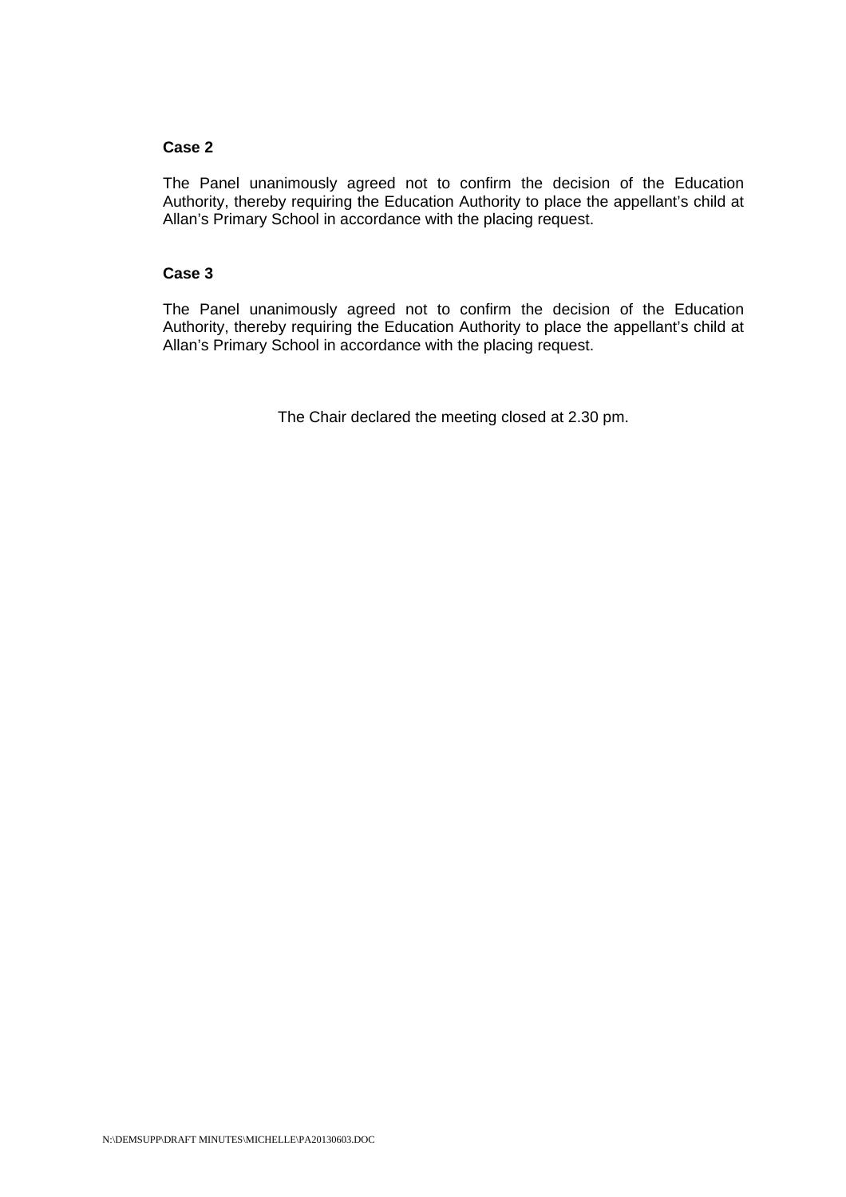**Case 2**

The Panel unanimously agreed not to confirm the decision of the Education Authority, thereby requiring the Education Authority to place the appellant's child at Allan's Primary School in accordance with the placing request.

**Case 3**

The Panel unanimously agreed not to confirm the decision of the Education Authority, thereby requiring the Education Authority to place the appellant's child at Allan's Primary School in accordance with the placing request.

The Chair declared the meeting closed at 2.30 pm.